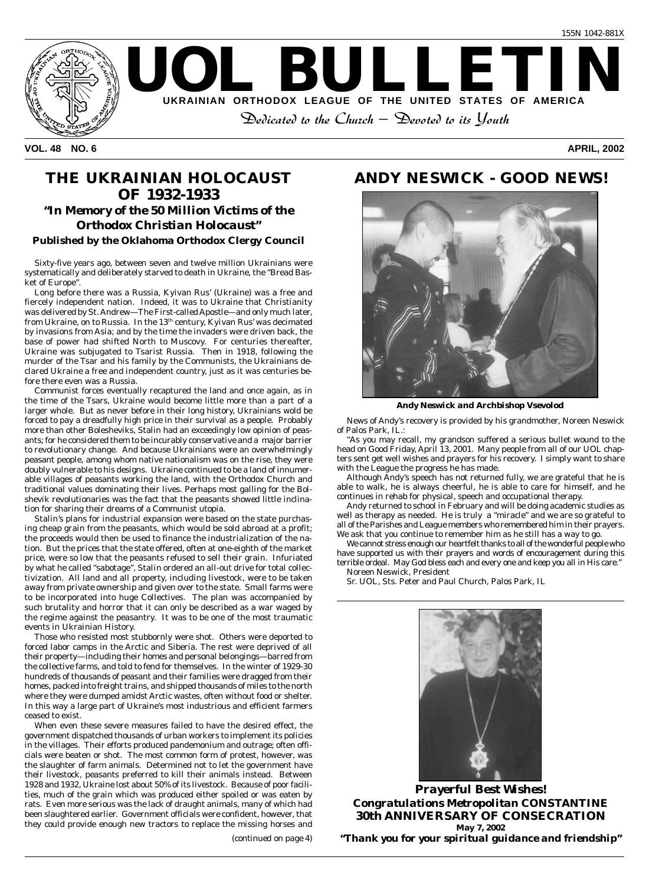155N 1042-881X

# UOL BULLETIN

**UKRAINIAN ORTHODOX LEAGUE OF THE UNITED STATES OF AMERICA**

*Dedicated to the Church – Devoted to its Youth*

**VOL. 48 NO. 6** **APRIL, 2002**

## THE UKRAINIAN HOLOCAUST OF 1932-1933

### "In Memory of the 50 Million Victims of the Orthodox Christian Holocaust"

**Published by the Oklahoma Orthodox Clergy Council**

Sixty-five years ago, between seven and twelve million Ukrainians were systematically and deliberately starved to death in Ukraine, the "Bread Basket of Europe".

Long before there was a Russia, Kyivan Rus' (Ukraine) was a free and fiercely independent nation. Indeed, it was to Ukraine that Christianity was delivered by St. Andrew—The First-called Apostle—and only much later, from Ukraine, on to Russia. In the 13th century, Kyivan Rus' was decimated by invasions from Asia; and by the time the invaders were driven back, the base of power had shifted North to Muscovy. For centuries thereafter, Ukraine was subjugated to Tsarist Russia. Then in 1918, following the murder of the Tsar and his family by the Communists, the Ukrainians declared Ukraine a free and independent country, just as it was centuries before there even was a Russia.

Communist forces eventually recaptured the land and once again, as in the time of the Tsars, Ukraine would become little more than a part of a larger whole. But as never before in their long history, Ukrainians wold be forced to pay a dreadfully high price in their survival as a people. Probably more than other Boleskeviks, Stalin had an exceedingly low opinion of peasants; for he considered them to be incurably conservative and a major barrier to revolutionary change. And because Ukrainians were an overwhelmingly peasant people, among whom native nationalism was on the rise, they were doubly vulnerable to his designs. Ukraine continued to be a land of innumerable villages of peasants working the land, with the Orthodox Church and traditional values dominating their lives. Perhaps most galling for the Bolshevik revolutionaries was the fact that the peasants showed little inclination for sharing their dreams of a Communist utopia.

Stalin's plans for industrial expansion were based on the state purchasing cheap grain from the peasants, which would be sold abroad at a profit; the proceeds would then be used to finance the industrialization of the nation. But the prices that the state offered, often at one-eighth of the market price, were so low that the peasants refused to sell their grain. Infuriated by what he called "sabotage", Stalin ordered an all-out drive for total collectivization. All land and all property, including livestock, were to be taken away from private ownership and given over to the state. Small farms were to be incorporated into huge Collectives. The plan was accompanied by such brutality and horror that it can only be described as a war waged by the regime against the peasantry. It was to be one of the most traumatic events in Ukrainian History.

Those who resisted most stubbornly were shot. Others were deported to forced labor camps in the Arctic and Siberia. The rest were deprived of all their property—including their homes and personal belongings—barred from the collective farms, and told to fend for themselves. In the winter of 1929-30 hundreds of thousands of peasant and their families were dragged from their homes, packed into freight trains, and shipped thousands of miles to the north where they were dumped amidst Arctic wastes, often without food or shelter. In this way a large part of Ukraine's most industrious and efficient farmers ceased to exist.

When even these severe measures failed to have the desired effect, the government dispatched thousands of urban workers to implement its policies in the villages. Their efforts produced pandemonium and outrage; often officials were beaten or shot. The most common form of protest, however, was the slaughter of farm animals. Determined not to let the government have their livestock, peasants preferred to kill their animals instead. Between 1928 and 1932, Ukraine lost about 50% of its livestock. Because of poor facilities, much of the grain which was produced either spoiled or was eaten by rats. Even more serious was the lack of draught animals, many of which had been slaughtered earlier. Government officials were confident, however, that they could provide enough new tractors to replace the missing horses and

*(continued on page 4)*

## ANDY NESWICK - GOOD NEWS!

***Andy Neswick and Archbishop Vsevolod***

News of Andy's recovery is provided by his grandmother, Noreen Neswick of Palos Park, IL.:

"As you may recall, my grandson suffered a serious bullet wound to the head on Good Friday, April 13, 2001. Many people from all of our UOL chapters sent get well wishes and prayers for his recovery. I simply want to share with the League the progress he has made.

Although Andy's speech has not returned fully, we are grateful that he is able to walk, he is always cheerful, he is able to care for himself, and he continues in rehab for physical, speech and occupational therapy.

Andy returned to school in February and will be doing academic studies as well as therapy as needed. He is truly a "miracle" and we are so grateful to all of the Parishes and League members who remembered him in their prayers. We ask that you continue to remember him as he still has a way to go.

We cannot stress enough our heartfelt thanks to all of the wonderful people who have supported us with their prayers and words of encouragement during this terrible ordeal. May God bless each and every one and keep you all in His care."

Noreen Neswick, President

Sr. UOL, Sts. Peter and Paul Church, Palos Park, IL

***Prayerful Best Wishes!***

***Congratulations Metropolitan CONSTANTINE***

***30th ANNIVERSARY OF CONSECRATION***

**May 7, 2002**

***"Thank you for your spiritual guidance and friendship"***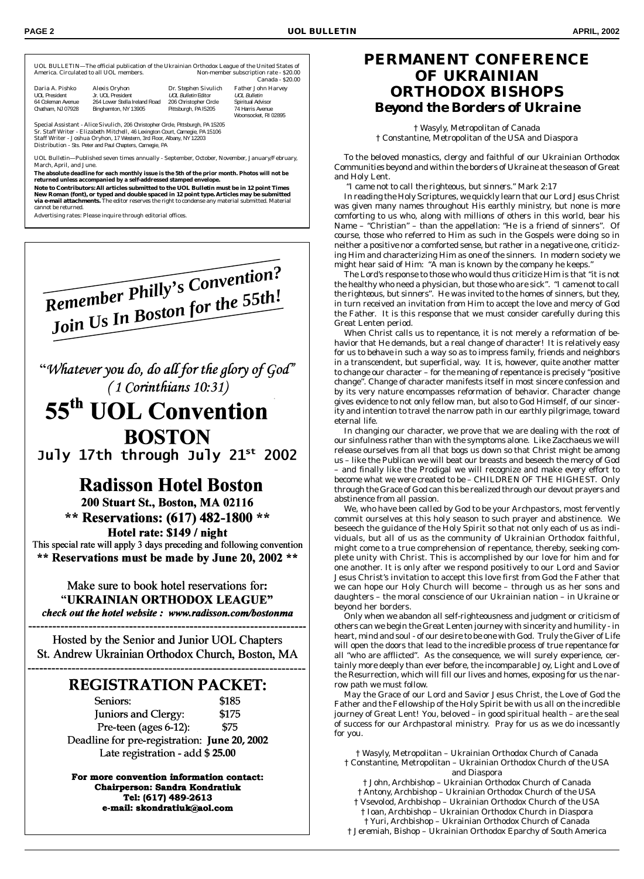UOL BULLETIN—The official publication of the Ukrainian Orthodox League of the United States of America. Circulated to all UOL members. Non-member subscription rate - $20.00 Canada - $20.00

| Daria A. Pishko | Alexis Oryhon | Dr. Stephen Sivulich | Father John Harvey |
|---|---|---|---|
| UOL President | Jr. UOL President | *UOL Bulletin* Editor | *UOL Bulletin* Spiritual Advisor |
| 64 Coleman Avenue | 264 Lower Stella Ireland Road | 206 Christopher Circle | 74 Harris Avenue |
| Chatham, NJ 07928 | Binghamton, NY 13905 | Pittsburgh, PA 15205 | Woonsocket, RI 02895 |

Special Assistant - Alice Sivulich, 206 Christopher Circle, Pittsburgh, PA 15205
Sr. Staff Writer - Elizabeth Mitchell, 46 Lexington Court, Carnegie, PA 15106
Staff Writer - Joshua Oryhon, 17 Western, 3rd Floor, Albany, NY 12203
Distribution - Sts. Peter and Paul Chapters, Carnegie, PA

UOL Bulletin—Published seven times annually - September, October, November, January/February, March, April, and June.

**The absolute deadline for each monthly issue is the 5th of the prior month. Photos will not be returned unless accompanied by a self-addressed stamped envelope.**

**Note to Contributors: All articles submitted to the UOL Bulletin must be in 12 point Times New Roman (font), or typed and double spaced in 12 point type. Articles may be submitted via e-mail attachments.** The editor reserves the right to condense any material submitted. Material cannot be returned.

Advertising rates: Please inquire through editorial offices.

## Remember Philly's Convention? Join Us In Boston for the 55th!

"*Whatever you do, do all for the glory of God*"
*( 1 Corinthians 10:31)*

# 55th UOL Convention
# BOSTON
## July 17th through July 21st 2002

## Radisson Hotel Boston
**200 Stuart St., Boston, MA 02116**
**\*\* Reservations: (617) 482-1800 \*\***
**Hotel rate: $149 / night**

This special rate will apply 3 days preceding and following convention

**\*\* Reservations must be made by June 20, 2002 \*\***

Make sure to book hotel reservations for:
**"UKRAINIAN ORTHODOX LEAGUE"**
***check out the hotel website : www.radisson.com/bostonma***

Hosted by the Senior and Junior UOL Chapters
St. Andrew Ukrainian Orthodox Church, Boston, MA

## REGISTRATION PACKET:

| | |
|---|---|
| Seniors: | $185 |
| Juniors and Clergy: | $175 |
| Pre-teen (ages 6-12): | $75 |

Deadline for pre-registration: **June 20, 2002**
Late registration - add $ **25.00**

**For more convention information contact:**
**Chairperson: Sandra Kondratiuk**
**Tel: (617) 489-2613**
**e-mail: skondratiuk@aol.com**

# PERMANENT CONFERENCE OF UKRAINIAN ORTHODOX BISHOPS
## *Beyond the Borders of Ukraine*

† Wasyly, Metropolitan of Canada
† Constantine, Metropolitan of the USA and Diaspora

*To the beloved monastics, clergy and faithful of our Ukrainian Orthodox Communities beyond and within the borders of Ukraine at the season of Great and Holy Lent.*

*"I came not to call the righteous, but sinners." Mark 2:17*

In reading the Holy Scriptures, we quickly learn that our Lord Jesus Christ was given many names throughout His earthly ministry, but none is more comforting to us who, along with millions of others in this world, bear his Name – "Christian" – than the appellation: "He is a friend of sinners". Of course, those who referred to Him as such in the Gospels were doing so in neither a positive nor a comforted sense, but rather in a negative one, criticizing Him and characterizing Him as one of the sinners. In modern society we might hear said of Him: "A man is known by the company he keeps."

The Lord's response to those who would thus criticize Him is that "it is not the healthy who need a physician, but those who are sick". "I came not to call the righteous, but sinners". He was invited to the homes of sinners, but they, in turn received an invitation from Him to accept the love and mercy of God the Father. It is this response that we must consider carefully during this Great Lenten period.

When Christ calls us to repentance, it is not merely a reformation of behavior that He demands, but a real change of character! It is relatively easy for us to behave in such a way so as to impress family, friends and neighbors in a transcendent, but superficial, way. It is, however, quite another matter to change our character – for the meaning of repentance is precisely "positive change". Change of character manifests itself in most sincere confession and by its very nature encompasses reformation of behavior. Character change gives evidence to not only fellow man, but also to God Himself, of our sincerity and intention to travel the narrow path in our earthly pilgrimage, toward eternal life.

In changing our character, we prove that we are dealing with the root of our sinfulness rather than with the symptoms alone. Like Zacchaeus we will release ourselves from all that bogs us down so that Christ might be among us – like the Publican we will beat our breasts and beseech the mercy of God – and finally like the Prodigal we will recognize and make every effort to become what we were created to be – CHILDREN OF THE HIGHEST. Only through the Grace of God can this be realized through our devout prayers and abstinence from all passion.

We, who have been called by God to be your Archpastors, most fervently commit ourselves at this holy season to such prayer and abstinence. We beseech the guidance of the Holy Spirit so that not only each of us as individuals, but all of us as the community of Ukrainian Orthodox faithful, might come to a true comprehension of repentance, thereby, seeking complete unity with Christ. This is accomplished by our love for him and for one another. It is only after we respond positively to our Lord and Savior Jesus Christ's invitation to accept this love first from God the Father that we can hope our Holy Church will become – through us as her sons and daughters – the moral conscience of our Ukrainian nation – in Ukraine or beyond her borders.

Only when we abandon all self-righteousness and judgment or criticism of others can we begin the Great Lenten journey with sincerity and humility - in heart, mind and soul - of our desire to be one with God. Truly the Giver of Life will open the doors that lead to the incredible process of true repentance for all "who are afflicted". As the consequence, we will surely experience, certainly more deeply than ever before, the incomparable Joy, Light and Love of the Resurrection, which will fill our lives and homes, exposing for us the narrow path we must follow.

May the Grace of our Lord and Savior Jesus Christ, the Love of God the Father and the Fellowship of the Holy Spirit be with us all on the incredible journey of Great Lent! You, beloved – in good spiritual health – are the seal of success for our Archpastoral ministry. Pray for us as we do incessantly for you.

† Wasyly, Metropolitan – Ukrainian Orthodox Church of Canada
† Constantine, Metropolitan – Ukrainian Orthodox Church of the USA and Diaspora
† John, Archbishop – Ukrainian Orthodox Church of Canada
† Antony, Archbishop – Ukrainian Orthodox Church of the USA
† Vsevolod, Archbishop – Ukrainian Orthodox Church of the USA
† Ioan, Archbishop – Ukrainian Orthodox Church in Diaspora
† Yuri, Archbishop – Ukrainian Orthodox Church of Canada
† Jeremiah, Bishop – Ukrainian Orthodox Eparchy of South America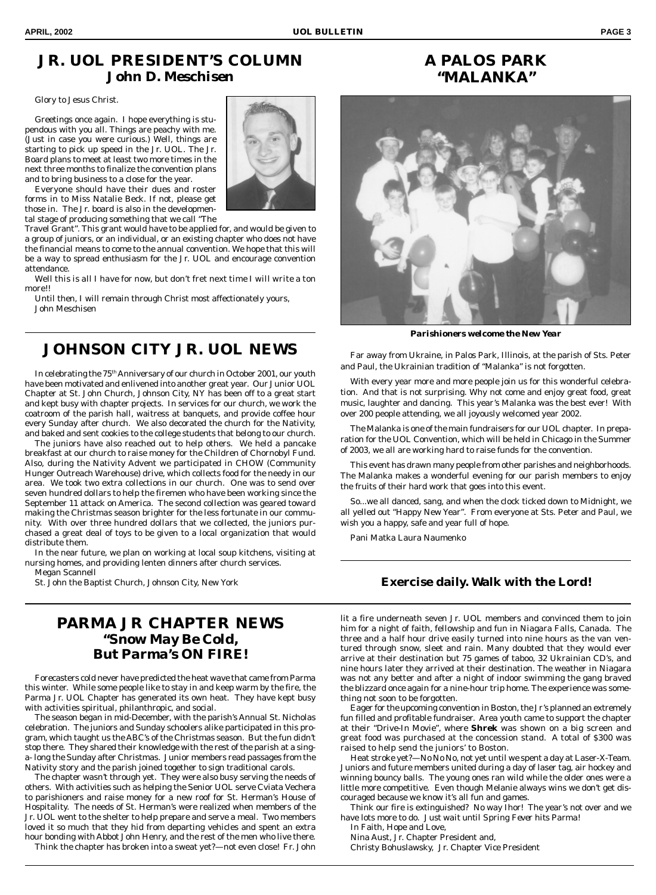## JR. UOL PRESIDENT'S COLUMN
### John D. Meschisen

*Glory to Jesus Christ.*

Greetings once again. I hope everything is stupendous with you all. Things are peachy with me. (Just in case you were curious.) Well, things are starting to pick up speed in the Jr. UOL. The Jr. Board plans to meet at least two more times in the next three months to finalize the convention plans and to bring business to a close for the year.

Everyone should have their dues and roster forms in to Miss Natalie Beck. If not, please get those in. The Jr. board is also in the developmental stage of producing something that we call "The Travel Grant". This grant would have to be applied for, and would be given to a group of juniors, or an individual, or an existing chapter who does not have the financial means to come to the annual convention. We hope that this will be a way to spread enthusiasm for the Jr. UOL and encourage convention attendance.

Well this is all I have for now, but don't fret next time I will write a ton more!!

Until then, I will remain through Christ most affectionately yours,
John Meschisen

## JOHNSON CITY JR. UOL NEWS

In celebrating the 75th Anniversary of our church in October 2001, our youth have been motivated and enlivened into another great year. Our Junior UOL Chapter at St. John Church, Johnson City, NY has been off to a great start and kept busy with chapter projects. In services for our church, we work the coatroom of the parish hall, waitress at banquets, and provide coffee hour every Sunday after church. We also decorated the church for the Nativity, and baked and sent cookies to the college students that belong to our church.

The juniors have also reached out to help others. We held a pancake breakfast at our church to raise money for the Children of Chornobyl Fund. Also, during the Nativity Advent we participated in CHOW (Community Hunger Outreach Warehouse) drive, which collects food for the needy in our area. We took two extra collections in our church. One was to send over seven hundred dollars to help the firemen who have been working since the September 11 attack on America. The second collection was geared toward making the Christmas season brighter for the less fortunate in our community. With over three hundred dollars that we collected, the juniors purchased a great deal of toys to be given to a local organization that would distribute them.

In the near future, we plan on working at local soup kitchens, visiting at nursing homes, and providing lenten dinners after church services.

Megan Scannell
St. John the Baptist Church, Johnson City, New York

## A PALOS PARK "MALANKA"

***Parishioners welcome the New Year***

Far away from Ukraine, in Palos Park, Illinois, at the parish of Sts. Peter and Paul, the Ukrainian tradition of "Malanka" is not forgotten.

With every year more and more people join us for this wonderful celebration. And that is not surprising. Why not come and enjoy great food, great music, laughter and dancing. This year's Malanka was the best ever! With over 200 people attending, we all joyously welcomed year 2002.

The Malanka is one of the main fundraisers for our UOL chapter. In preparation for the UOL Convention, which will be held in Chicago in the Summer of 2003, we all are working hard to raise funds for the convention.

This event has drawn many people from other parishes and neighborhoods. The Malanka makes a wonderful evening for our parish members to enjoy the fruits of their hard work that goes into this event.

So...we all danced, sang, and when the clock ticked down to Midnight, we all yelled out "Happy New Year". From everyone at Sts. Peter and Paul, we wish you a happy, safe and year full of hope.

Pani Matka Laura Naumenko

***Exercise daily. Walk with the Lord!***

## PARMA JR CHAPTER NEWS
### "Snow May Be Cold, But Parma's ON FIRE!

Forecasters cold never have predicted the heat wave that came from Parma this winter. While some people like to stay in and keep warm by the fire, the Parma Jr. UOL Chapter has generated its own heat. They have kept busy with activities spiritual, philanthropic, and social.

The season began in mid-December, with the parish's Annual St. Nicholas celebration. The juniors and Sunday schoolers alike participated in this program, which taught us the ABC's of the Christmas season. But the fun didn't stop there. They shared their knowledge with the rest of the parish at a sing-a-long the Sunday after Christmas. Junior members read passages from the Nativity story and the parish joined together to sign traditional carols.

The chapter wasn't through yet. They were also busy serving the needs of others. With activities such as helping the Senior UOL serve Cviata Vechera to parishioners and raise money for a new roof for St. Herman's House of Hospitality. The needs of St. Herman's were realized when members of the Jr. UOL went to the shelter to help prepare and serve a meal. Two members loved it so much that they hid from departing vehicles and spent an extra hour bonding with Abbot John Henry, and the rest of the men who live there.

Think the chapter has broken into a sweat yet?—not even close! Fr. John lit a fire underneath seven Jr. UOL members and convinced them to join him for a night of faith, fellowship and fun in Niagara Falls, Canada. The three and a half hour drive easily turned into nine hours as the van ventured through snow, sleet and rain. Many doubted that they would ever arrive at their destination but 75 games of taboo, 32 Ukrainian CD's, and nine hours later they arrived at their destination. The weather in Niagara was not any better and after a night of indoor swimming the gang braved the blizzard once again for a nine-hour trip home. The experience was something not soon to be forgotten.

Eager for the upcoming convention in Boston, the Jr's planned an extremely fun filled and profitable fundraiser. Area youth came to support the chapter at their "Drive-In Movie", where **Shrek** was shown on a big screen and great food was purchased at the concession stand. A total of $300 was raised to help send the juniors' to Boston.

Heat stroke yet?—No No No, not yet until we spent a day at Laser-X-Team. Juniors and future members united during a day of laser tag, air hockey and winning bouncy balls. The young ones ran wild while the older ones were a little more competitive. Even though Melanie always wins we don't get discouraged because we know it's all fun and games.

Think our fire is extinguished? No way Ihor! The year's not over and we have lots more to do. Just wait until Spring Fever hits Parma!

In Faith, Hope and Love,
Nina Aust, Jr. Chapter President and,
Christy Bohuslawsky, Jr. Chapter Vice President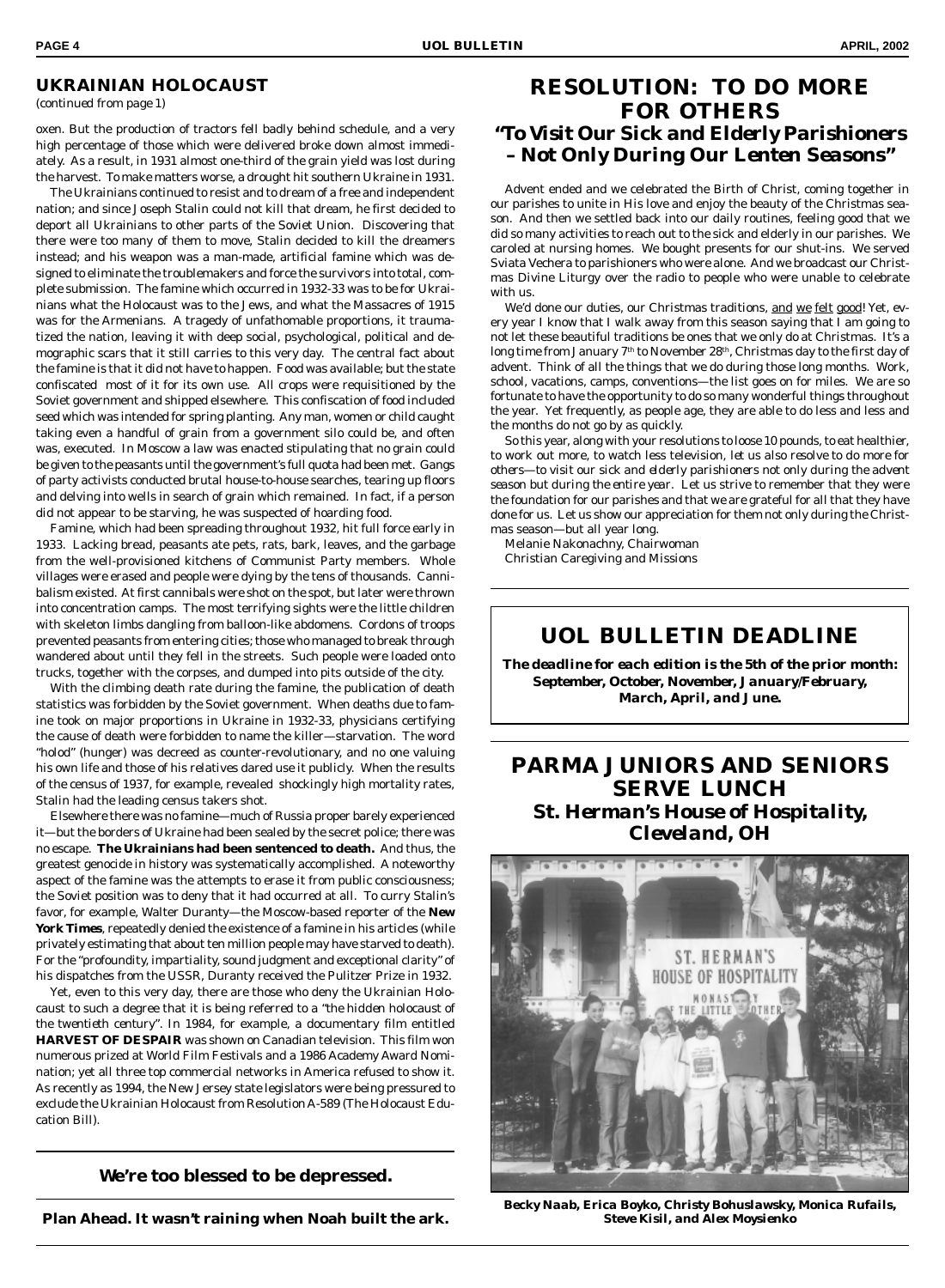## UKRAINIAN HOLOCAUST

*(continued from page 1)*

oxen. But the production of tractors fell badly behind schedule, and a very high percentage of those which were delivered broke down almost immediately. As a result, in 1931 almost one-third of the grain yield was lost during the harvest. To make matters worse, a drought hit southern Ukraine in 1931.

The Ukrainians continued to resist and to dream of a free and independent nation; and since Joseph Stalin could not kill that dream, he first decided to deport all Ukrainians to other parts of the Soviet Union. Discovering that there were too many of them to move, Stalin decided to kill the dreamers instead; and his weapon was a man-made, artificial famine which was designed to eliminate the troublemakers and force the survivors into total, complete submission. The famine which occurred in 1932-33 was to be for Ukrainians what the Holocaust was to the Jews, and what the Massacres of 1915 was for the Armenians. A tragedy of unfathomable proportions, it traumatized the nation, leaving it with deep social, psychological, political and demographic scars that it still carries to this very day. The central fact about the famine is that it did not have to happen. Food was available; but the state confiscated most of it for its own use. All crops were requisitioned by the Soviet government and shipped elsewhere. This confiscation of food included seed which was intended for spring planting. Any man, women or child caught taking even a handful of grain from a government silo could be, and often was, executed. In Moscow a law was enacted stipulating that no grain could be given to the peasants until the government's full quota had been met. Gangs of party activists conducted brutal house-to-house searches, tearing up floors and delving into wells in search of grain which remained. In fact, if a person did not appear to be starving, he was suspected of hoarding food.

Famine, which had been spreading throughout 1932, hit full force early in 1933. Lacking bread, peasants ate pets, rats, bark, leaves, and the garbage from the well-provisioned kitchens of Communist Party members. Whole villages were erased and people were dying by the tens of thousands. Cannibalism existed. At first cannibals were shot on the spot, but later were thrown into concentration camps. The most terrifying sights were the little children with skeleton limbs dangling from balloon-like abdomens. Cordons of troops prevented peasants from entering cities; those who managed to break through wandered about until they fell in the streets. Such people were loaded onto trucks, together with the corpses, and dumped into pits outside of the city.

With the climbing death rate during the famine, the publication of death statistics was forbidden by the Soviet government. When deaths due to famine took on major proportions in Ukraine in 1932-33, physicians certifying the cause of death were forbidden to name the killer—starvation. The word "holod" (hunger) was decreed as counter-revolutionary, and no one valuing his own life and those of his relatives dared use it publicly. When the results of the census of 1937, for example, revealed shockingly high mortality rates, Stalin had the leading census takers shot.

Elsewhere there was no famine—much of Russia proper barely experienced it—but the borders of Ukraine had been sealed by the secret police; there was no escape. **The Ukrainians had been sentenced to death.** And thus, the greatest genocide in history was systematically accomplished. A noteworthy aspect of the famine was the attempts to erase it from public consciousness; the Soviet position was to deny that it had occurred at all. To curry Stalin's favor, for example, Walter Duranty—the Moscow-based reporter of the **New York Times**, repeatedly denied the existence of a famine in his articles (while privately estimating that about ten million people may have starved to death). For the "profoundity, impartiality, sound judgment and exceptional clarity" of his dispatches from the USSR, Duranty received the Pulitzer Prize in 1932.

Yet, even to this very day, there are those who deny the Ukrainian Holocaust to such a degree that it is being referred to a "*the hidden holocaust of the twentieth century*". In 1984, for example, a documentary film entitled **HARVEST OF DESPAIR** was shown on Canadian television. This film won numerous prized at World Film Festivals and a 1986 Academy Award Nomination; yet all three top commercial networks in America refused to show it. As recently as 1994, the New Jersey state legislators were being pressured to exclude the Ukrainian Holocaust from Resolution A-589 (The Holocaust Education Bill).

---

**We're too blessed to be depressed.**

---

**Plan Ahead. It wasn't raining when Noah built the ark.**

---

## RESOLUTION: TO DO MORE FOR OTHERS

### *"To Visit Our Sick and Elderly Parishioners – Not Only During Our Lenten Seasons"*

Advent ended and we celebrated the Birth of Christ, coming together in our parishes to unite in His love and enjoy the beauty of the Christmas season. And then we settled back into our daily routines, feeling good that we did so many activities to reach out to the sick and elderly in our parishes. We caroled at nursing homes. We bought presents for our shut-ins. We served Sviata Vechera to parishioners who were alone. And we broadcast our Christmas Divine Liturgy over the radio to people who were unable to celebrate with us.

We'd done our duties, our Christmas traditions, and we felt good! Yet, every year I know that I walk away from this season saying that I am going to not let these beautiful traditions be ones that we only do at Christmas. It's a long time from January 7th to November 28th, Christmas day to the first day of advent. Think of all the things that we do during those long months. Work, school, vacations, camps, conventions—the list goes on for miles. We are so fortunate to have the opportunity to do so many wonderful things throughout the year. Yet frequently, as people age, they are able to do less and less and the months do not go by as quickly.

So this year, along with your resolutions to loose 10 pounds, to eat healthier, to work out more, to watch less television, *let us also resolve to do more for others—to visit our sick and elderly parishioners not only during the advent season but during the entire year.* Let us strive to remember that they were the foundation for our parishes and that we are grateful for all that they have done for us. Let us show our appreciation for them not only during the Christmas season—but all year long.

Melanie Nakonachny, Chairwoman
Christian Caregiving and Missions

---

## UOL BULLETIN DEADLINE

***The deadline for each edition is the 5th of the prior month: September, October, November, January/February, March, April, and June.***

---

## PARMA JUNIORS AND SENIORS SERVE LUNCH

### *St. Herman's House of Hospitality, Cleveland, OH*

***Becky Naab, Erica Boyko, Christy Bohuslawsky, Monica Rufails, Steve Kisil, and Alex Moysienko***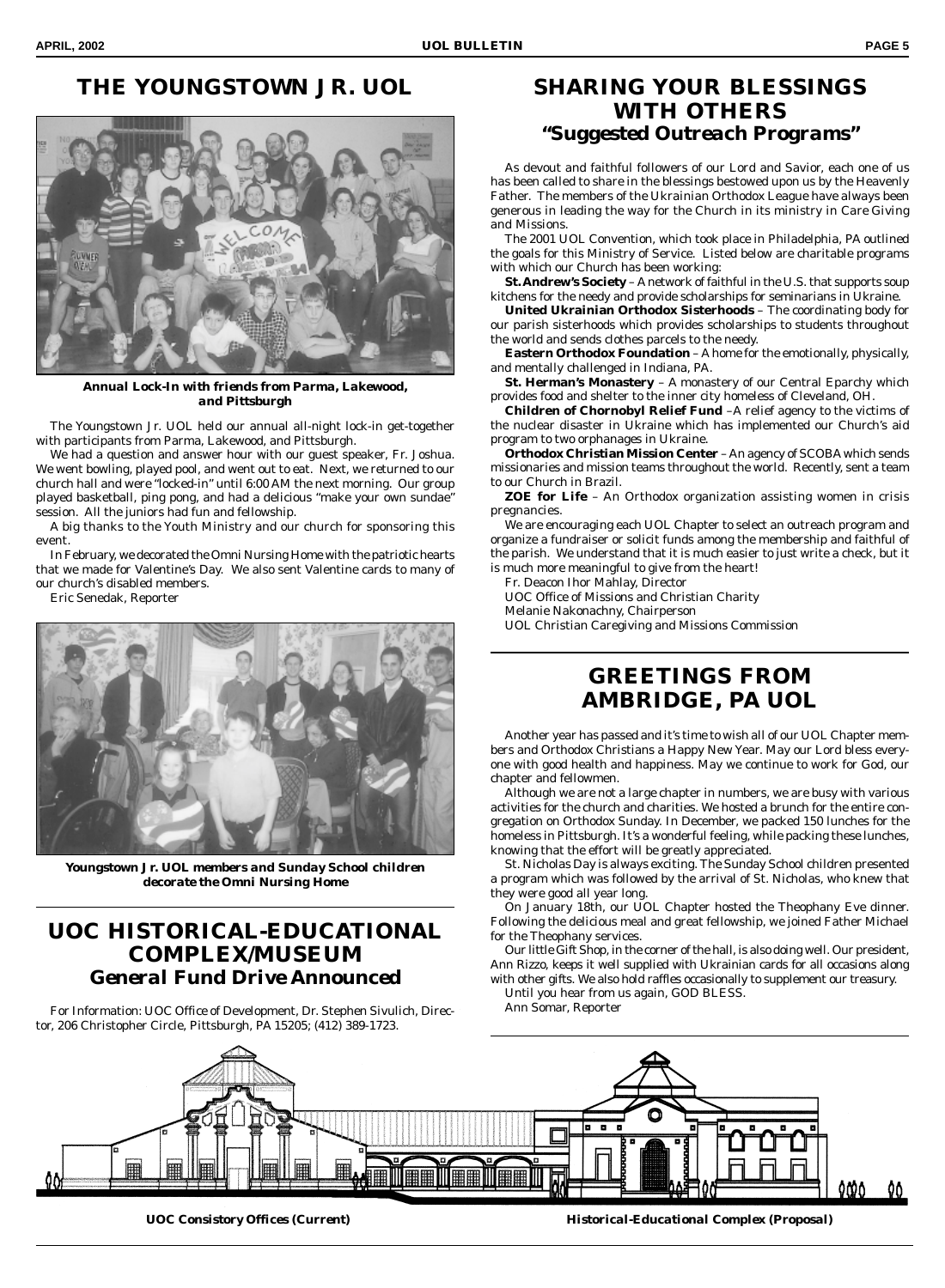# THE YOUNGSTOWN JR. UOL

**Annual Lock-In with friends from Parma, Lakewood, and Pittsburgh**

The Youngstown Jr. UOL held our annual all-night lock-in get-together with participants from Parma, Lakewood, and Pittsburgh.

We had a question and answer hour with our guest speaker, Fr. Joshua. We went bowling, played pool, and went out to eat. Next, we returned to our church hall and were "locked-in" until 6:00 AM the next morning. Our group played basketball, ping pong, and had a delicious "make your own sundae" session. All the juniors had fun and fellowship.

A big thanks to the Youth Ministry and our church for sponsoring this event.

In February, we decorated the Omni Nursing Home with the patriotic hearts that we made for Valentine's Day. We also sent Valentine cards to many of our church's disabled members.

Eric Senedak, Reporter

**Youngstown Jr. UOL members and Sunday School children decorate the Omni Nursing Home**

# UOC HISTORICAL-EDUCATIONAL COMPLEX/MUSEUM

## General Fund Drive Announced

For Information: UOC Office of Development, Dr. Stephen Sivulich, Director, 206 Christopher Circle, Pittsburgh, PA 15205; (412) 389-1723.

# SHARING YOUR BLESSINGS WITH OTHERS

## "Suggested Outreach Programs"

As devout and faithful followers of our Lord and Savior, each one of us has been called to share in the blessings bestowed upon us by the Heavenly Father. The members of the Ukrainian Orthodox League have always been generous in leading the way for the Church in its ministry in Care Giving and Missions.

The 2001 UOL Convention, which took place in Philadelphia, PA outlined the goals for this Ministry of Service. Listed below are charitable programs with which our Church has been working:

**St. Andrew's Society** – A network of faithful in the U.S. that supports soup kitchens for the needy and provide scholarships for seminarians in Ukraine.

**United Ukrainian Orthodox Sisterhoods** – The coordinating body for our parish sisterhoods which provides scholarships to students throughout the world and sends clothes parcels to the needy.

**Eastern Orthodox Foundation** – A home for the emotionally, physically, and mentally challenged in Indiana, PA.

**St. Herman's Monastery** – A monastery of our Central Eparchy which provides food and shelter to the inner city homeless of Cleveland, OH.

**Children of Chornobyl Relief Fund** –A relief agency to the victims of the nuclear disaster in Ukraine which has implemented our Church's aid program to two orphanages in Ukraine.

**Orthodox Christian Mission Center** – An agency of SCOBA which sends missionaries and mission teams throughout the world. Recently, sent a team to our Church in Brazil.

**ZOE for Life** – An Orthodox organization assisting women in crisis pregnancies.

We are encouraging each UOL Chapter to select an outreach program and organize a fundraiser or solicit funds among the membership and faithful of the parish. We understand that it is much easier to just write a check, but it is much more meaningful to give from the heart!

Fr. Deacon Ihor Mahlay, Director
UOC Office of Missions and Christian Charity
Melanie Nakonachny, Chairperson
UOL Christian Caregiving and Missions Commission

# GREETINGS FROM AMBRIDGE, PA UOL

Another year has passed and it's time to wish all of our UOL Chapter members and Orthodox Christians a Happy New Year. May our Lord bless everyone with good health and happiness. May we continue to work for God, our chapter and fellowmen.

Although we are not a large chapter in numbers, we are busy with various activities for the church and charities. We hosted a brunch for the entire congregation on Orthodox Sunday. In December, we packed 150 lunches for the homeless in Pittsburgh. It's a wonderful feeling, while packing these lunches, knowing that the effort will be greatly appreciated.

St. Nicholas Day is always exciting. The Sunday School children presented a program which was followed by the arrival of St. Nicholas, who knew that they were good all year long.

On January 18th, our UOL Chapter hosted the Theophany Eve dinner. Following the delicious meal and great fellowship, we joined Father Michael for the Theophany services.

Our little Gift Shop, in the corner of the hall, is also doing well. Our president, Ann Rizzo, keeps it well supplied with Ukrainian cards for all occasions along with other gifts. We also hold raffles occasionally to supplement our treasury.

Until you hear from us again, GOD BLESS.

Ann Somar, Reporter

**UOC Consistory Offices (Current)** | **Historical-Educational Complex (Proposal)**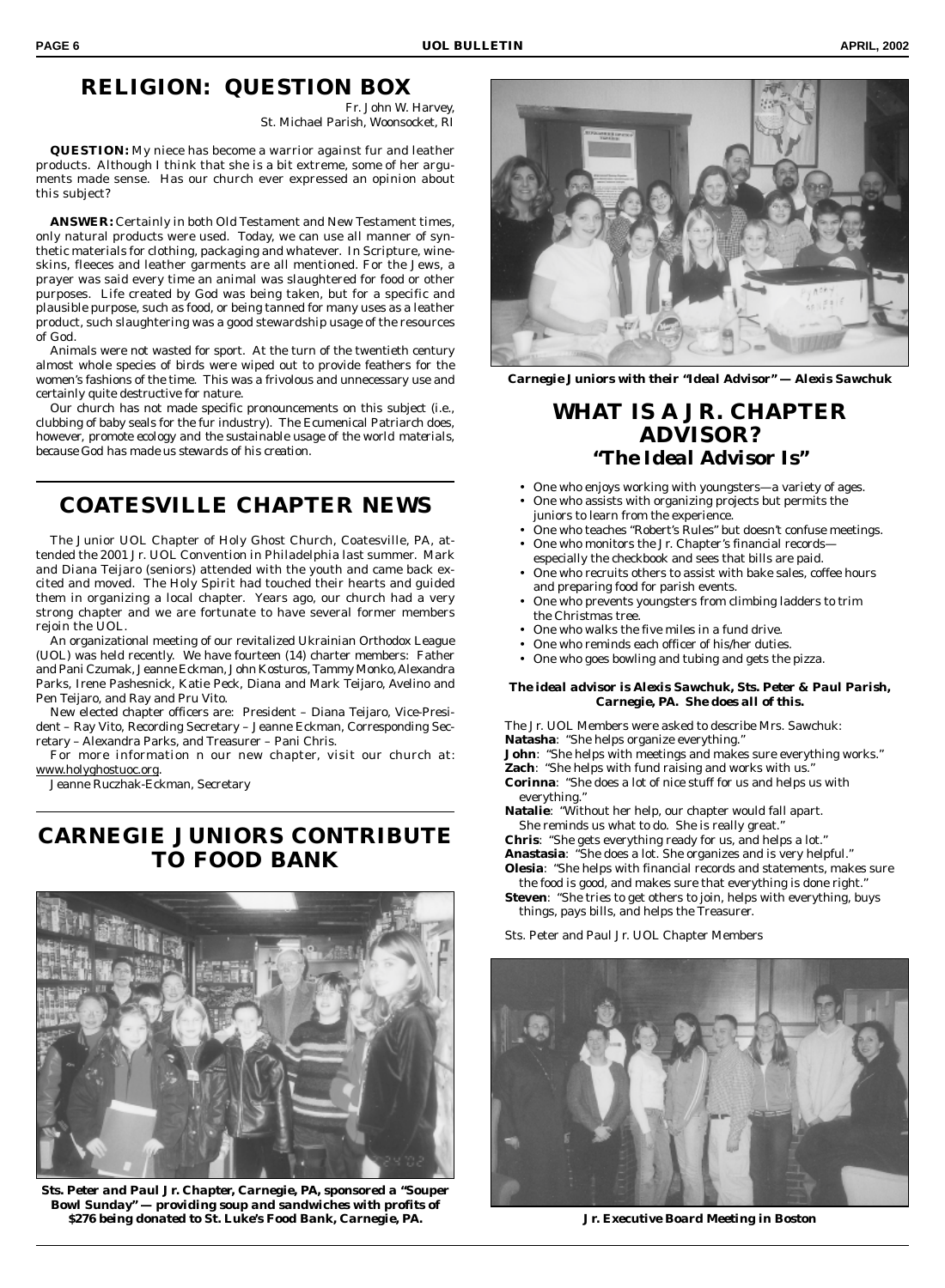# RELIGION: QUESTION BOX

Fr. John W. Harvey,
St. Michael Parish, Woonsocket, RI

**QUESTION:** My niece has become a warrior against fur and leather products. Although I think that she is a bit extreme, some of her arguments made sense. Has our church ever expressed an opinion about this subject?

**ANSWER:** Certainly in both Old Testament and New Testament times, only natural products were used. Today, we can use all manner of synthetic materials for clothing, packaging and whatever. In Scripture, wineskins, fleeces and leather garments are all mentioned. For the Jews, a prayer was said every time an animal was slaughtered for food or other purposes. Life created by God was being taken, but for a specific and plausible purpose, such as food, or being tanned for many uses as a leather product, such slaughtering was a good stewardship usage of the resources of God.

Animals were not wasted for sport. At the turn of the twentieth century almost whole species of birds were wiped out to provide feathers for the women's fashions of the time. This was a frivolous and unnecessary use and certainly quite destructive for nature.

Our church has not made specific pronouncements on this subject (i.e., clubbing of baby seals for the fur industry). The Ecumenical Patriarch does, however, promote ecology and the sustainable usage of the world materials, because God has made us stewards of his creation.

# COATESVILLE CHAPTER NEWS

The Junior UOL Chapter of Holy Ghost Church, Coatesville, PA, attended the 2001 Jr. UOL Convention in Philadelphia last summer. Mark and Diana Teijaro (seniors) attended with the youth and came back excited and moved. The Holy Spirit had touched their hearts and guided them in organizing a local chapter. Years ago, our church had a very strong chapter and we are fortunate to have several former members rejoin the UOL.

An organizational meeting of our revitalized Ukrainian Orthodox League (UOL) was held recently. We have fourteen (14) charter members: Father and Pani Czumak, Jeanne Eckman, John Kosturos, Tammy Monko, Alexandra Parks, Irene Pashesnick, Katie Peck, Diana and Mark Teijaro, Avelino and Pen Teijaro, and Ray and Pru Vito.

New elected chapter officers are: President – Diana Teijaro, Vice-President – Ray Vito, Recording Secretary – Jeanne Eckman, Corresponding Secretary – Alexandra Parks, and Treasurer – Pani Chris.

For more information n our new chapter, visit our church at: www.holyghostuoc.org.

Jeanne Ruczhak-Eckman, Secretary

# CARNEGIE JUNIORS CONTRIBUTE TO FOOD BANK

**Sts. Peter and Paul Jr. Chapter, Carnegie, PA, sponsored a "Souper Bowl Sunday" — providing soup and sandwiches with profits of $276 being donated to St. Luke's Food Bank, Carnegie, PA.**

**Carnegie Juniors with their "Ideal Advisor" — Alexis Sawchuk**

# WHAT IS A JR. CHAPTER ADVISOR?

## *"The Ideal Advisor Is"*

- One who enjoys working with youngsters—a variety of ages.
- One who assists with organizing projects but permits the juniors to learn from the experience.
- One who teaches "Robert's Rules" but doesn't confuse meetings.
- One who monitors the Jr. Chapter's financial records—especially the checkbook and sees that bills are paid.
- One who recruits others to assist with bake sales, coffee hours and preparing food for parish events.
- One who prevents youngsters from climbing ladders to trim the Christmas tree.
- One who walks the five miles in a fund drive.
- One who reminds each officer of his/her duties.
- One who goes bowling and tubing and gets the pizza.

***The ideal advisor is Alexis Sawchuk, Sts. Peter & Paul Parish, Carnegie, PA. She does all of this.***

The Jr. UOL Members were asked to describe Mrs. Sawchuk:

**Natasha**: "She helps organize everything."

**John**: "She helps with meetings and makes sure everything works."

**Zach**: "She helps with fund raising and works with us."

**Corinna**: "She does a lot of nice stuff for us and helps us with everything."

**Natalie**: "Without her help, our chapter would fall apart. She reminds us what to do. She is really great."

**Chris**: "She gets everything ready for us, and helps a lot."

**Anastasia**: "She does a lot. She organizes and is very helpful."

**Olesia**: "She helps with financial records and statements, makes sure the food is good, and makes sure that everything is done right."

**Steven**: "She tries to get others to join, helps with everything, buys things, pays bills, and helps the Treasurer.

Sts. Peter and Paul Jr. UOL Chapter Members

**Jr. Executive Board Meeting in Boston**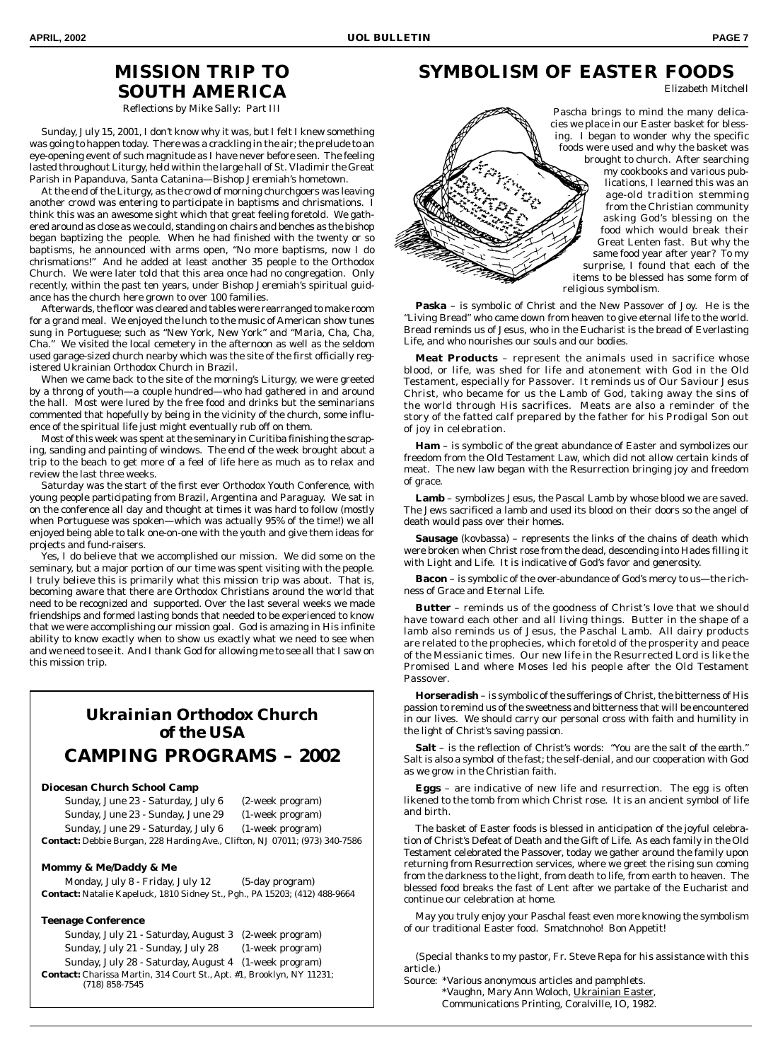# MISSION TRIP TO SOUTH AMERICA

Reflections by Mike Sally: Part III

Sunday, July 15, 2001, I don't know why it was, but I felt I knew something was going to happen today. There was a crackling in the air; the prelude to an eye-opening event of such magnitude as I have never before seen. The feeling lasted throughout Liturgy, held within the large hall of St. Vladimir the Great Parish in Papanduva, Santa Catanina—Bishop Jeremiah's hometown.

At the end of the Liturgy, as the crowd of morning churchgoers was leaving another crowd was entering to participate in baptisms and chrismations. I think this was an awesome sight which that great feeling foretold. We gathered around as close as we could, standing on chairs and benches as the bishop began baptizing the people. When he had finished with the twenty or so baptisms, he announced with arms open, "No more baptisms, now I do chrismations!" And he added at least another 35 people to the Orthodox Church. We were later told that this area once had no congregation. Only recently, within the past ten years, under Bishop Jeremiah's spiritual guidance has the church here grown to over 100 families.

Afterwards, the floor was cleared and tables were rearranged to make room for a grand meal. We enjoyed the lunch to the music of American show tunes sung in Portuguese; such as "New York, New York" and "Maria, Cha, Cha, Cha." We visited the local cemetery in the afternoon as well as the seldom used garage-sized church nearby which was the site of the first officially registered Ukrainian Orthodox Church in Brazil.

When we came back to the site of the morning's Liturgy, we were greeted by a throng of youth—a couple hundred—who had gathered in and around the hall. Most were lured by the free food and drinks but the seminarians commented that hopefully by being in the vicinity of the church, some influence of the spiritual life just might eventually rub off on them.

Most of this week was spent at the seminary in Curitiba finishing the scraping, sanding and painting of windows. The end of the week brought about a trip to the beach to get more of a feel of life here as much as to relax and review the last three weeks.

Saturday was the start of the first ever Orthodox Youth Conference, with young people participating from Brazil, Argentina and Paraguay. We sat in on the conference all day and thought at times it was hard to follow (mostly when Portuguese was spoken—which was actually 95% of the time!) we all enjoyed being able to talk one-on-one with the youth and give them ideas for projects and fund-raisers.

Yes, I do believe that we accomplished our mission. We did some on the seminary, but a major portion of our time was spent visiting with the people. I truly believe this is primarily what this mission trip was about. That is, becoming aware that there are Orthodox Christians around the world that need to be recognized and supported. Over the last several weeks we made friendships and formed lasting bonds that needed to be experienced to know that we were accomplishing our mission goal. God is amazing in His infinite ability to know exactly when to show us exactly what we need to see when and we need to see it. And I thank God for allowing me to see all that I saw on this mission trip.

## Ukrainian Orthodox Church of the USA
## CAMPING PROGRAMS – 2002

**Diocesan Church School Camp**

| | |
|---|---|
| Sunday, June 23 - Saturday, July 6 | (2-week program) |
| Sunday, June 23 - Sunday, June 29 | (1-week program) |
| Sunday, June 29 - Saturday, July 6 | (1-week program) |

**Contact:** Debbie Burgan, 228 Harding Ave., Clifton, NJ 07011; (973) 340-7586

**Mommy & Me/Daddy & Me**

| | |
|---|---|
| Monday, July 8 - Friday, July 12 | (5-day program) |

**Contact:** Natalie Kapeluck, 1810 Sidney St., Pgh., PA 15203; (412) 488-9664

**Teenage Conference**

| | |
|---|---|
| Sunday, July 21 - Saturday, August 3 | (2-week program) |
| Sunday, July 21 - Sunday, July 28 | (1-week program) |
| Sunday, July 28 - Saturday, August 4 | (1-week program) |

**Contact:** Charissa Martin, 314 Court St., Apt. #1, Brooklyn, NY 11231; (718) 858-7545

# SYMBOLISM OF EASTER FOODS

Elizabeth Mitchell

Pascha brings to mind the many delicacies we place in our Easter basket for blessing. I began to wonder why the specific foods were used and why the basket was brought to church. After searching my cookbooks and various publications, I learned this was an age-old tradition stemming from the Christian community asking God's blessing on the food which would break their Great Lenten fast. But why the same food year after year? To my surprise, I found that each of the items to be blessed has some form of religious symbolism.

**Paska** – is symbolic of Christ and the New Passover of Joy. He is the "Living Bread" who came down from heaven to give eternal life to the world. Bread reminds us of Jesus, who in the Eucharist is the bread of Everlasting Life, and who nourishes our souls and our bodies.

**Meat Products** – represent the animals used in sacrifice whose blood, or life, was shed for life and atonement with God in the Old Testament, especially for Passover. It reminds us of Our Saviour Jesus Christ, who became for us the Lamb of God, taking away the sins of the world through His sacrifices. Meats are also a reminder of the story of the fatted calf prepared by the father for his Prodigal Son out of joy in celebration.

**Ham** – is symbolic of the great abundance of Easter and symbolizes our freedom from the Old Testament Law, which did not allow certain kinds of meat. The new law began with the Resurrection bringing joy and freedom of grace.

**Lamb** – symbolizes Jesus, the Pascal Lamb by whose blood we are saved. The Jews sacrificed a lamb and used its blood on their doors so the angel of death would pass over their homes.

**Sausage** (kovbassa) – represents the links of the chains of death which were broken when Christ rose from the dead, descending into Hades filling it with Light and Life. It is indicative of God's favor and generosity.

**Bacon** – is symbolic of the over-abundance of God's mercy to us—the richness of Grace and Eternal Life.

**Butter** – reminds us of the goodness of Christ's love that we should have toward each other and all living things. Butter in the shape of a lamb also reminds us of Jesus, the Paschal Lamb. All dairy products are related to the prophecies, which foretold of the prosperity and peace of the Messianic times. Our new life in the Resurrected Lord is like the Promised Land where Moses led his people after the Old Testament Passover.

**Horseradish** – is symbolic of the sufferings of Christ, the bitterness of His passion to remind us of the sweetness and bitterness that will be encountered in our lives. We should carry our personal cross with faith and humility in the light of Christ's saving passion.

**Salt** – is the reflection of Christ's words: "You are the salt of the earth." Salt is also a symbol of the fast; the self-denial, and our cooperation with God as we grow in the Christian faith.

**Eggs** – are indicative of new life and resurrection. The egg is often likened to the tomb from which Christ rose. It is an ancient symbol of life and birth.

The basket of Easter foods is blessed in anticipation of the joyful celebration of Christ's Defeat of Death and the Gift of Life. As each family in the Old Testament celebrated the Passover, today we gather around the family upon returning from Resurrection services, where we greet the rising sun coming from the darkness to the light, from death to life, from earth to heaven. The blessed food breaks the fast of Lent after we partake of the Eucharist and continue our celebration at home.

May you truly enjoy your Paschal feast even more knowing the symbolism of our traditional Easter food. Smatchnoho! Bon Appetit!

(Special thanks to my pastor, Fr. Steve Repa for his assistance with this article.)

Source: *Various anonymous articles and pamphlets.
*Vaughn, Mary Ann Woloch, Ukrainian Easter, Communications Printing, Coralville, IO, 1982.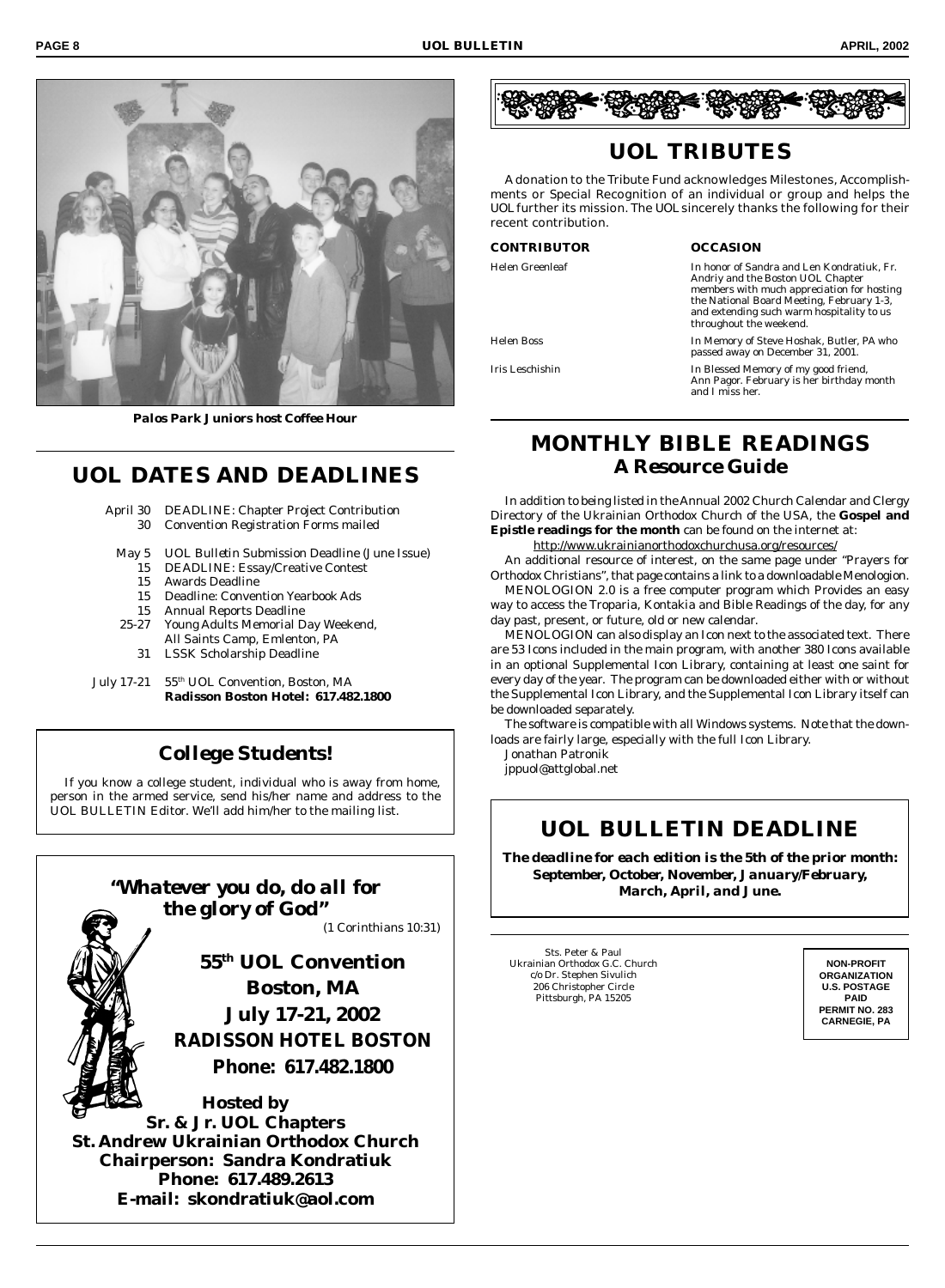*Palos Park Juniors host Coffee Hour*

## UOL DATES AND DEADLINES

| | |
|---|---|
| April 30 | DEADLINE: Chapter Project Contribution |
| 30 | Convention Registration Forms mailed |
| May 5 | UOL Bulletin Submission Deadline (June Issue) |
| 15 | DEADLINE: Essay/Creative Contest |
| 15 | Awards Deadline |
| 15 | Deadline: Convention Yearbook Ads |
| 15 | Annual Reports Deadline |
| 25-27 | Young Adults Memorial Day Weekend, All Saints Camp, Emlenton, PA |
| 31 | LSSK Scholarship Deadline |
| July 17-21 | 55th UOL Convention, Boston, MA **Radisson Boston Hotel: 617.482.1800** |

## College Students!

If you know a college student, individual who is away from home, person in the armed service, send his/her name and address to the UOL BULLETIN Editor. We'll add him/her to the mailing list.

### "Whatever you do, do all for the glory of God"

(1 Corinthians 10:31)

**55th UOL Convention**
**Boston, MA**
**July 17-21, 2002**
**RADISSON HOTEL BOSTON**
**Phone: 617.482.1800**

**Hosted by**
**Sr. & Jr. UOL Chapters**
**St. Andrew Ukrainian Orthodox Church**
**Chairperson: Sandra Kondratiuk**
**Phone: 617.489.2613**
**E-mail: skondratiuk@aol.com**

## UOL TRIBUTES

A donation to the Tribute Fund acknowledges Milestones, Accomplishments or Special Recognition of an individual or group and helps the UOL further its mission. The UOL sincerely thanks the following for their recent contribution.

| CONTRIBUTOR | OCCASION |
|---|---|
| Helen Greenleaf | In honor of Sandra and Len Kondratiuk, Fr. Andriy and the Boston UOL Chapter members with much appreciation for hosting the National Board Meeting, February 1-3, and extending such warm hospitality to us throughout the weekend. |
| Helen Boss | In Memory of Steve Hoshak, Butler, PA who passed away on December 31, 2001. |
| Iris Leschishin | In Blessed Memory of my good friend, Ann Pagor. February is her birthday month and I miss her. |

## MONTHLY BIBLE READINGS
### A Resource Guide

In addition to being listed in the Annual 2002 Church Calendar and Clergy Directory of the Ukrainian Orthodox Church of the USA, the **Gospel and Epistle readings for the month** can be found on the internet at:

http://www.ukrainianorthodoxchurchusa.org/resources/

An additional resource of interest, on the same page under "Prayers for Orthodox Christians", that page contains a link to a downloadable Menologion.

MENOLOGION 2.0 is a free computer program which Provides an easy way to access the Troparia, Kontakia and Bible Readings of the day, for any day past, present, or future, old or new calendar.

MENOLOGION can also display an Icon next to the associated text. There are 53 Icons included in the main program, with another 380 Icons available in an optional Supplemental Icon Library, containing at least one saint for every day of the year. The program can be downloaded either with or without the Supplemental Icon Library, and the Supplemental Icon Library itself can be downloaded separately.

The software is compatible with all Windows systems. Note that the downloads are fairly large, especially with the full Icon Library.

Jonathan Patronik
jppuol@attglobal.net

## UOL BULLETIN DEADLINE

***The deadline for each edition is the 5th of the prior month: September, October, November, January/February, March, April, and June.***

Sts. Peter & Paul
Ukrainian Orthodox G.C. Church
c/o Dr. Stephen Sivulich
206 Christopher Circle
Pittsburgh, PA 15205

NON-PROFIT ORGANIZATION
U.S. POSTAGE PAID
PERMIT NO. 283
CARNEGIE, PA